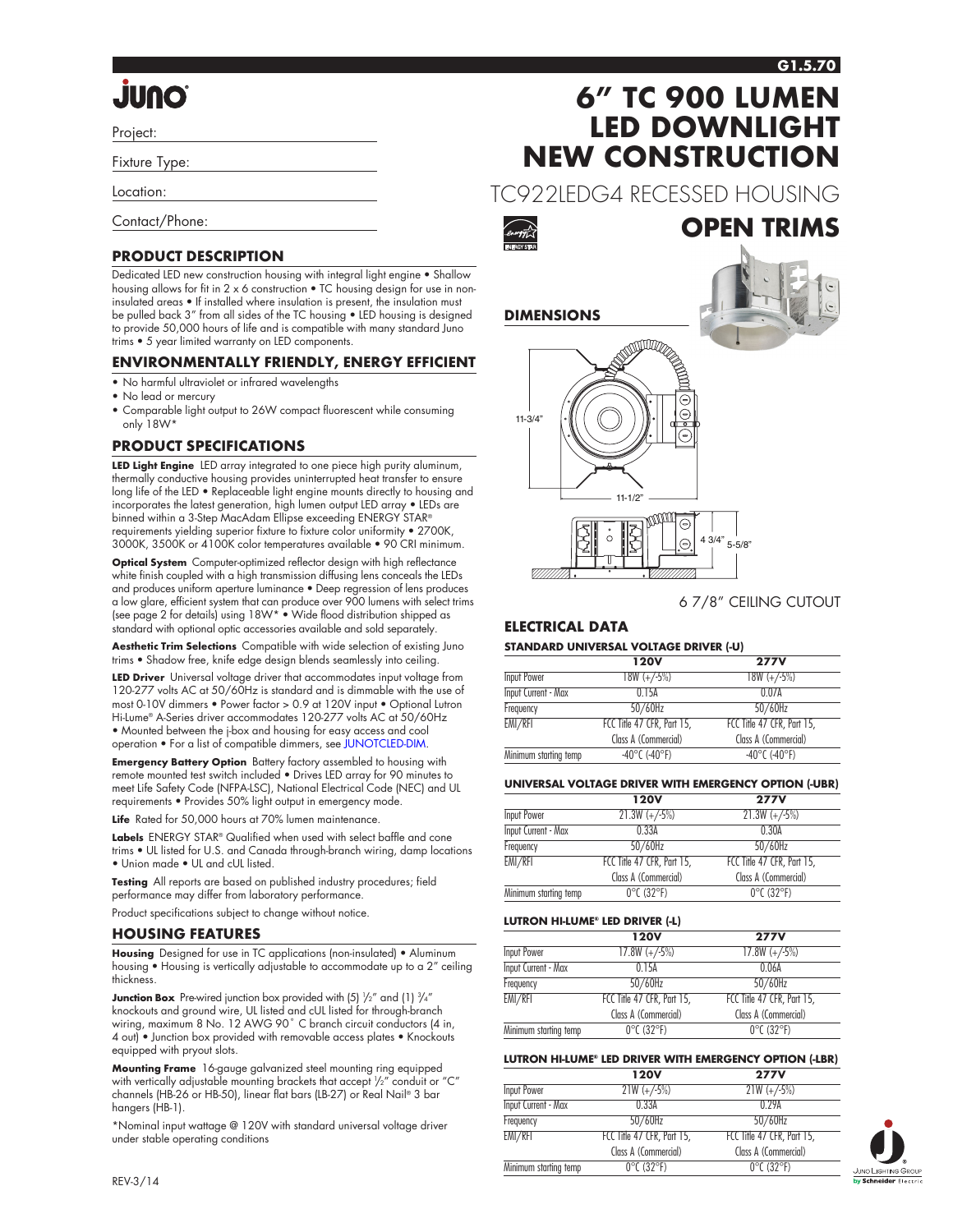# 6" TC 900 LUMEN LED DOWNLIGHT NEW CONSTRUCTION

TC922LEDG4 RECESSED HOUSING

## OPEN TRIMS

Project:

Fixture Type:

Location:

Contact/Phone:

## PRODUCT DESCRIPTION

Dedicated LED new construction housing with integral light engine • Shallow housing allows for fit in 2 x 6 construction • TC housing design for use in non-insulated areas • If installed where insulation is present, the insulation must be pulled back 3" from all sides of the TC housing • LED housing is designed to provide 50,000 hours of life and is compatible with many standard Juno trims • 5 year limited warranty on LED components.

## ENVIRONMENTALLY FRIENDLY, ENERGY EFFICIENT

- No harmful ultraviolet or infrared wavelengths
- No lead or mercury
- Comparable light output to 26W compact fluorescent while consuming only 18W*

## PRODUCT SPECIFICATIONS

**LED Light Engine** LED array integrated to one piece high purity aluminum, thermally conductive housing provides uninterrupted heat transfer to ensure long life of the LED • Replaceable light engine mounts directly to housing and incorporates the latest generation, high lumen output LED array • LEDs are binned within a 3-Step MacAdam Ellipse exceeding ENERGY STAR® requirements yielding superior fixture to fixture color uniformity • 2700K, 3000K, 3500K or 4100K color temperatures available • 90 CRI minimum.

**Optical System** Computer-optimized reflector design with high reflectance white finish coupled with a high transmission diffusing lens conceals the LEDs and produces uniform aperture luminance • Deep regression of lens produces a low glare, efficient system that can produce over 900 lumens with select trims (see page 2 for details) using 18W* • Wide flood distribution shipped as standard with optional optic accessories available and sold separately.

**Aesthetic Trim Selections** Compatible with wide selection of existing Juno trims • Shadow free, knife edge design blends seamlessly into ceiling.

**LED Driver** Universal voltage driver that accommodates input voltage from 120-277 volts AC at 50/60Hz is standard and is dimmable with the use of most 0-10V dimmers • Power factor > 0.9 at 120V input • Optional Lutron Hi-Lume® A-Series driver accommodates 120-277 volts AC at 50/60Hz • Mounted between the j-box and housing for easy access and cool operation • For a list of compatible dimmers, see JUNOTCLED-DIM.

**Emergency Battery Option** Battery factory assembled to housing with remote mounted test switch included • Drives LED array for 90 minutes to meet Life Safety Code (NFPA-LSC), National Electrical Code (NEC) and UL requirements • Provides 50% light output in emergency mode.

**Life** Rated for 50,000 hours at 70% lumen maintenance.

**Labels** ENERGY STAR® Qualified when used with select baffle and cone trims • UL listed for U.S. and Canada through-branch wiring, damp locations • Union made • UL and cUL listed.

**Testing** All reports are based on published industry procedures; field performance may differ from laboratory performance.

Product specifications subject to change without notice.

## HOUSING FEATURES

**Housing** Designed for use in TC applications (non-insulated) • Aluminum housing • Housing is vertically adjustable to accommodate up to a 2" ceiling thickness.

**Junction Box** Pre-wired junction box provided with (5) ½" and (1) ¾" knockouts and ground wire, UL listed and cUL listed for through-branch wiring, maximum 8 No. 12 AWG 90° C branch circuit conductors (4 in, 4 out) • Junction box provided with removable access plates • Knockouts equipped with pryout slots.

**Mounting Frame** 16-gauge galvanized steel mounting ring equipped with vertically adjustable mounting brackets that accept ½" conduit or "C" channels (HB-26 or HB-50), linear flat bars (LB-27) or Real Nail® 3 bar hangers (HB-1).

*Nominal input wattage @ 120V with standard universal voltage driver under stable operating conditions

## DIMENSIONS

11-3/4"

11-1/2"

4 3/4"

5-5/8"

6 7/8" CEILING CUTOUT

## ELECTRICAL DATA

### STANDARD UNIVERSAL VOLTAGE DRIVER (-U)

| | 120V | 277V |
|---|---|---|
| Input Power | 18W (+/-5%) | 18W (+/-5%) |
| Input Current - Max | 0.15A | 0.07A |
| Frequency | 50/60Hz | 50/60Hz |
| EMI/RFI | FCC Title 47 CFR, Part 15, Class A (Commercial) | FCC Title 47 CFR, Part 15, Class A (Commercial) |
| Minimum starting temp | -40°C (-40°F) | -40°C (-40°F) |

### UNIVERSAL VOLTAGE DRIVER WITH EMERGENCY OPTION (-UBR)

| | 120V | 277V |
|---|---|---|
| Input Power | 21.3W (+/-5%) | 21.3W (+/-5%) |
| Input Current - Max | 0.33A | 0.30A |
| Frequency | 50/60Hz | 50/60Hz |
| EMI/RFI | FCC Title 47 CFR, Part 15, Class A (Commercial) | FCC Title 47 CFR, Part 15, Class A (Commercial) |
| Minimum starting temp | 0°C (32°F) | 0°C (32°F) |

### LUTRON HI-LUME® LED DRIVER (-L)

| | 120V | 277V |
|---|---|---|
| Input Power | 17.8W (+/-5%) | 17.8W (+/-5%) |
| Input Current - Max | 0.15A | 0.06A |
| Frequency | 50/60Hz | 50/60Hz |
| EMI/RFI | FCC Title 47 CFR, Part 15, Class A (Commercial) | FCC Title 47 CFR, Part 15, Class A (Commercial) |
| Minimum starting temp | 0°C (32°F) | 0°C (32°F) |

### LUTRON HI-LUME® LED DRIVER WITH EMERGENCY OPTION (-LBR)

| | 120V | 277V |
|---|---|---|
| Input Power | 21W (+/-5%) | 21W (+/-5%) |
| Input Current - Max | 0.33A | 0.29A |
| Frequency | 50/60Hz | 50/60Hz |
| EMI/RFI | FCC Title 47 CFR, Part 15, Class A (Commercial) | FCC Title 47 CFR, Part 15, Class A (Commercial) |
| Minimum starting temp | 0°C (32°F) | 0°C (32°F) |

REV-3/14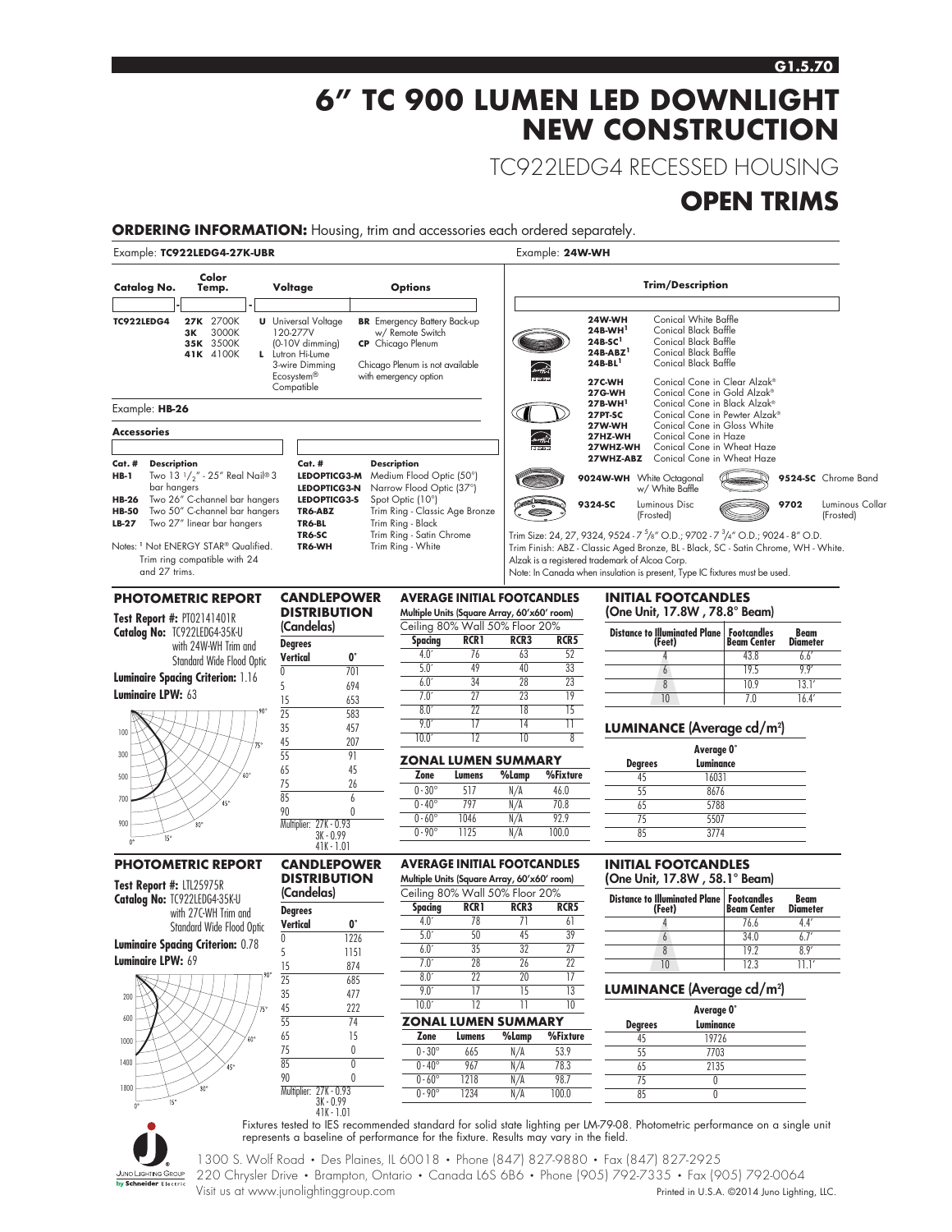G1.5.70

# 6" TC 900 LUMEN LED DOWNLIGHT NEW CONSTRUCTION

## TC922LEDG4 RECESSED HOUSING

## OPEN TRIMS

**ORDERING INFORMATION:** Housing, trim and accessories each ordered separately.

Example: **TC922LEDG4-27K-UBR**

| Catalog No. | Color Temp. | Voltage | Options |
|---|---|---|---|
| **TC922LEDG4** | **27K** 2700K<br>**3K** 3000K<br>**35K** 3500K<br>**41K** 4100K | **U** Universal Voltage 120-277V (0-10V dimming)<br>**L** Lutron Hi-Lume 3-wire Dimming Ecosystem® Compatible | **BR** Emergency Battery Back-up w/ Remote Switch<br>**CP** Chicago Plenum<br><br>Chicago Plenum is not available with emergency option |

Example: **HB-26**

**Accessories**

| Cat. # | Description | Cat. # | Description |
|---|---|---|---|
| **HB-1** | Two 13 1/2" - 25" Real Nail® 3 bar hangers | **LEDOPTICG3-M** | Medium Flood Optic (50°) |
| | | **LEDOPTICG3-N** | Narrow Flood Optic (37°) |
| **HB-26** | Two 26" C-channel bar hangers | **LEDOPTICG3-S** | Spot Optic (10°) |
| **HB-50** | Two 50" C-channel bar hangers | **TR6-ABZ** | Trim Ring - Classic Age Bronze |
| **LB-27** | Two 27" linear bar hangers | **TR6-BL** | Trim Ring - Black |
| | | **TR6-SC** | Trim Ring - Satin Chrome |
| | | **TR6-WH** | Trim Ring - White |

Notes: [1] Not ENERGY STAR® Qualified.
Trim ring compatible with 24 and 27 trims.

Example: **24W-WH**

**Trim/Description**

| Trim | Description |
|---|---|
| **24W-WH** | Conical White Baffle |
| **24B-WH**[1] | Conical Black Baffle |
| **24B-SC**[1] | Conical Black Baffle |
| **24B-ABZ**[1] | Conical Black Baffle |
| **24B-BL**[1] | Conical Black Baffle |
| **27C-WH** | Conical Cone in Clear Alzak® |
| **27G-WH** | Conical Cone in Gold Alzak® |
| **27B-WH**[1] | Conical Cone in Black Alzak® |
| **27PT-SC** | Conical Cone in Pewter Alzak® |
| **27W-WH** | Conical Cone in Gloss White |
| **27HZ-WH** | Conical Cone in Haze |
| **27WHZ-WH** | Conical Cone in Wheat Haze |
| **27WHZ-ABZ** | Conical Cone in Wheat Haze |
| **9024W-WH** | White Octagonal w/ White Baffle |
| **9524-SC** | Chrome Band |
| **9324-SC** | Luminous Disc (Frosted) |
| **9702** | Luminous Collar (Frosted) |

Trim Size: 24, 27, 9324, 9524 - 7 5/8" O.D.; 9702 - 7 3/4" O.D.; 9024 - 8" O.D.
Trim Finish: ABZ - Classic Aged Bronze, BL - Black, SC - Satin Chrome, WH - White.
Alzak is a registered trademark of Alcoa Corp.
Note: In Canada when insulation is present, Type IC fixtures must be used.

## PHOTOMETRIC REPORT

**Test Report #:** PT02141401R
**Catalog No:** TC922LEDG4-35K-U with 24W-WH Trim and Standard Wide Flood Optic
**Luminaire Spacing Criterion:** 1.16
**Luminaire LPW:** 63

100
300
500
700
900
0° 15° 30° 45° 60° 75° 90°

### CANDLEPOWER DISTRIBUTION (Candelas)

| Degrees Vertical | 0° |
|---|---|
| 0 | 701 |
| 5 | 694 |
| 15 | 653 |
| 25 | 583 |
| 35 | 457 |
| 45 | 207 |
| 55 | 91 |
| 65 | 45 |
| 75 | 26 |
| 85 | 6 |
| 90 | 0 |

Multiplier: 27K - 0.93, 3K - 0.99, 41K - 1.01

### AVERAGE INITIAL FOOTCANDLES

Multiple Units (Square Array, 60'x60' room)
Ceiling 80% Wall 50% Floor 20%

| Spacing | RCR1 | RCR3 | RCR5 |
|---|---|---|---|
| 4.0' | 76 | 63 | 52 |
| 5.0' | 49 | 40 | 33 |
| 6.0' | 34 | 28 | 23 |
| 7.0' | 27 | 23 | 19 |
| 8.0' | 22 | 18 | 15 |
| 9.0' | 17 | 14 | 11 |
| 10.0' | 12 | 10 | 8 |

### ZONAL LUMEN SUMMARY

| Zone | Lumens | %Lamp | %Fixture |
|---|---|---|---|
| 0 - 30° | 517 | N/A | 46.0 |
| 0 - 40° | 797 | N/A | 70.8 |
| 0 - 60° | 1046 | N/A | 92.9 |
| 0 - 90° | 1125 | N/A | 100.0 |

### INITIAL FOOTCANDLES

(One Unit, 17.8W , 78.8° Beam)

| Distance to Illuminated Plane (Feet) | Footcandles Beam Center | Beam Diameter |
|---|---|---|
| 4 | 43.8 | 6.6' |
| 6 | 19.5 | 9.9' |
| 8 | 10.9 | 13.1' |
| 10 | 7.0 | 16.4' |

### LUMINANCE (Average cd/m²)

| Degrees | Average 0° Luminance |
|---|---|
| 45 | 16031 |
| 55 | 8676 |
| 65 | 5788 |
| 75 | 5507 |
| 85 | 3774 |

## PHOTOMETRIC REPORT

**Test Report #:** LTL25975R
**Catalog No:** TC922LEDG4-35K-U with 27C-WH Trim and Standard Wide Flood Optic
**Luminaire Spacing Criterion:** 0.78
**Luminaire LPW:** 69

200
600
1000
1400
1800
0° 15° 30° 45° 60° 75° 90°

### CANDLEPOWER DISTRIBUTION (Candelas)

| Degrees Vertical | 0° |
|---|---|
| 0 | 1226 |
| 5 | 1151 |
| 15 | 874 |
| 25 | 685 |
| 35 | 477 |
| 45 | 222 |
| 55 | 74 |
| 65 | 15 |
| 75 | 0 |
| 85 | 0 |
| 90 | 0 |

Multiplier: 27K - 0.93, 3K - 0.99, 41K - 1.01

### AVERAGE INITIAL FOOTCANDLES

Multiple Units (Square Array, 60'x60' room)
Ceiling 80% Wall 50% Floor 20%

| Spacing | RCR1 | RCR3 | RCR5 |
|---|---|---|---|
| 4.0' | 78 | 71 | 61 |
| 5.0' | 50 | 45 | 39 |
| 6.0' | 35 | 32 | 27 |
| 7.0' | 28 | 26 | 22 |
| 8.0' | 22 | 20 | 17 |
| 9.0' | 17 | 15 | 13 |
| 10.0' | 12 | 11 | 10 |

### ZONAL LUMEN SUMMARY

| Zone | Lumens | %Lamp | %Fixture |
|---|---|---|---|
| 0 - 30° | 665 | N/A | 53.9 |
| 0 - 40° | 967 | N/A | 78.3 |
| 0 - 60° | 1218 | N/A | 98.7 |
| 0 - 90° | 1234 | N/A | 100.0 |

### INITIAL FOOTCANDLES

(One Unit, 17.8W , 58.1° Beam)

| Distance to Illuminated Plane (Feet) | Footcandles Beam Center | Beam Diameter |
|---|---|---|
| 4 | 76.6 | 4.4' |
| 6 | 34.0 | 6.7' |
| 8 | 19.2 | 8.9' |
| 10 | 12.3 | 11.1' |

### LUMINANCE (Average cd/m²)

| Degrees | Average 0° Luminance |
|---|---|
| 45 | 19726 |
| 55 | 7703 |
| 65 | 2135 |
| 75 | 0 |
| 85 | 0 |

Fixtures tested to IES recommended standard for solid state lighting per LM-79-08. Photometric performance on a single unit represents a baseline of performance for the fixture. Results may vary in the field.

1300 S. Wolf Road • Des Plaines, IL 60018 • Phone (847) 827-9880 • Fax (847) 827-2925
220 Chrysler Drive • Brampton, Ontario • Canada L6S 6B6 • Phone (905) 792-7335 • Fax (905) 792-0064
Visit us at www.junolightinggroup.com

Printed in U.S.A. ©2014 Juno Lighting, LLC.